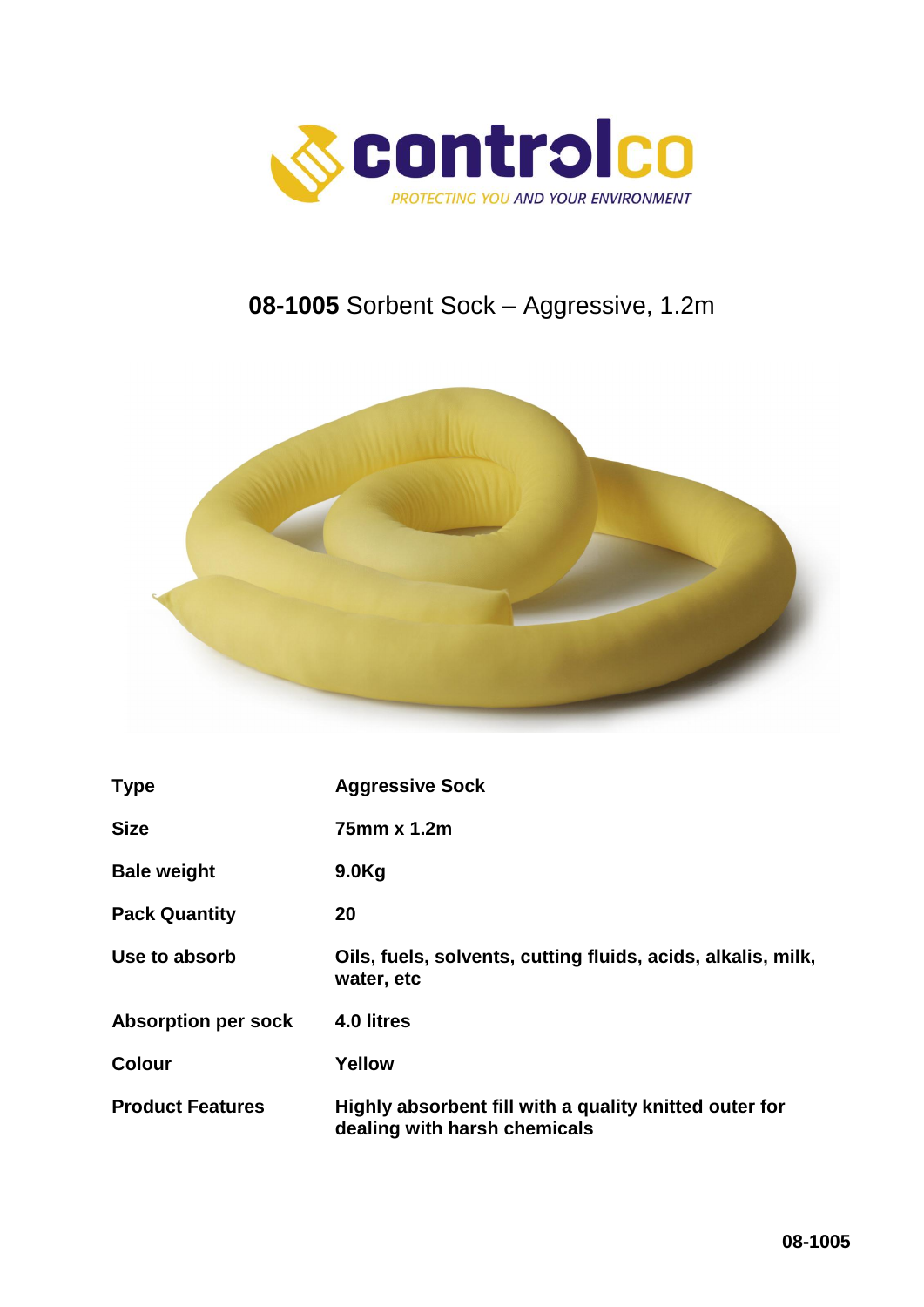controlco

PROTECTING YOU AND YOUR ENVIRONMENT

# **08-1005** Sorbent Sock – Aggressive, 1.2m

| | |
|---|---|
| **Type** | **Aggressive Sock** |
| **Size** | **75mm x 1.2m** |
| **Bale weight** | **9.0Kg** |
| **Pack Quantity** | **20** |
| **Use to absorb** | **Oils, fuels, solvents, cutting fluids, acids, alkalis, milk, water, etc** |
| **Absorption per sock** | **4.0 litres** |
| **Colour** | **Yellow** |
| **Product Features** | **Highly absorbent fill with a quality knitted outer for dealing with harsh chemicals** |

**08-1005**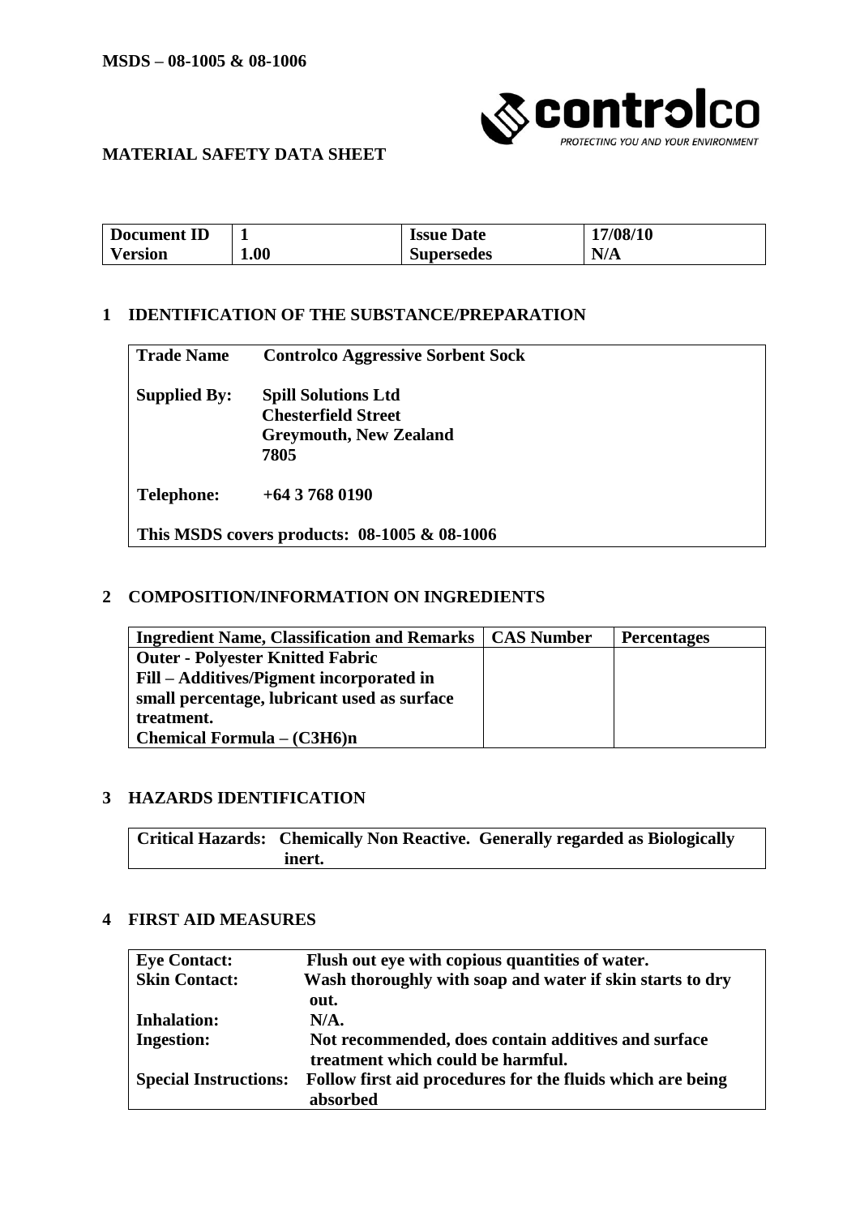**MSDS – 08-1005 & 08-1006**

controlco
PROTECTING YOU AND YOUR ENVIRONMENT

## MATERIAL SAFETY DATA SHEET

| Document ID | 1 | Issue Date | 17/08/10 |
|---|---|---|---|
| Version | 1.00 | Supersedes | N/A |

## 1 IDENTIFICATION OF THE SUBSTANCE/PREPARATION

| | |
|---|---|
| **Trade Name** | **Controlco Aggressive Sorbent Sock** |
| **Supplied By:** | **Spill Solutions Ltd**<br>**Chesterfield Street**<br>**Greymouth, New Zealand**<br>**7805** |
| **Telephone:** | **+64 3 768 0190** |
| **This MSDS covers products: 08-1005 & 08-1006** | |

## 2 COMPOSITION/INFORMATION ON INGREDIENTS

| Ingredient Name, Classification and Remarks | CAS Number | Percentages |
|---|---|---|
| **Outer - Polyester Knitted Fabric**<br>**Fill – Additives/Pigment incorporated in small percentage, lubricant used as surface treatment.**<br>**Chemical Formula – $(C_3H_6)_n$** | | |

## 3 HAZARDS IDENTIFICATION

**Critical Hazards: Chemically Non Reactive. Generally regarded as Biologically inert.**

## 4 FIRST AID MEASURES

| | |
|---|---|
| **Eye Contact:** | **Flush out eye with copious quantities of water.** |
| **Skin Contact:** | **Wash thoroughly with soap and water if skin starts to dry out.** |
| **Inhalation:** | **N/A.** |
| **Ingestion:** | **Not recommended, does contain additives and surface treatment which could be harmful.** |
| **Special Instructions:** | **Follow first aid procedures for the fluids which are being absorbed** |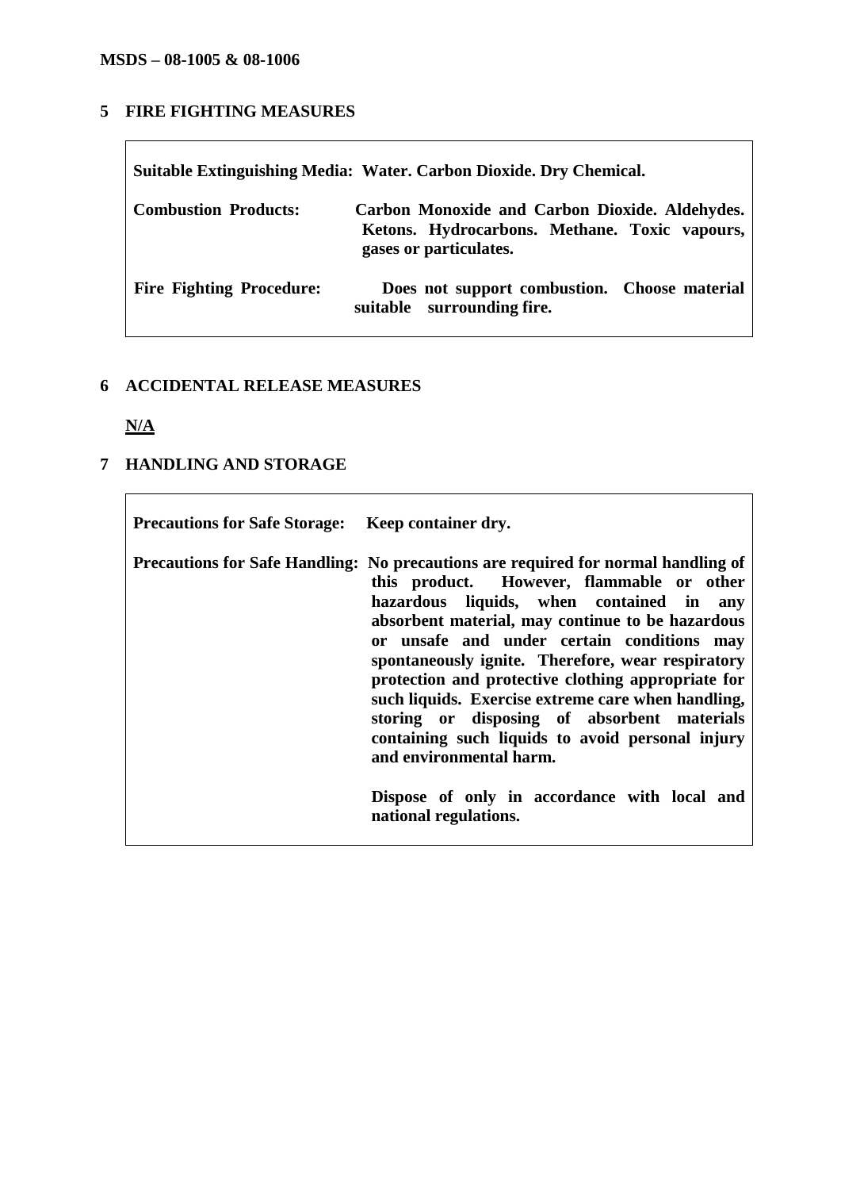## 5 FIRE FIGHTING MEASURES

| | |
|---|---|
| **Suitable Extinguishing Media:** | **Water. Carbon Dioxide. Dry Chemical.** |
| **Combustion Products:** | **Carbon Monoxide and Carbon Dioxide. Aldehydes. Ketons. Hydrocarbons. Methane. Toxic vapours, gases or particulates.** |
| **Fire Fighting Procedure:** | **Does not support combustion. Choose material suitable surrounding fire.** |

## 6 ACCIDENTAL RELEASE MEASURES

**N/A**

## 7 HANDLING AND STORAGE

| | |
|---|---|
| **Precautions for Safe Storage:** | **Keep container dry.** |
| **Precautions for Safe Handling:** | **No precautions are required for normal handling of this product. However, flammable or other hazardous liquids, when contained in any absorbent material, may continue to be hazardous or unsafe and under certain conditions may spontaneously ignite. Therefore, wear respiratory protection and protective clothing appropriate for such liquids. Exercise extreme care when handling, storing or disposing of absorbent materials containing such liquids to avoid personal injury and environmental harm.**<br><br>**Dispose of only in accordance with local and national regulations.** |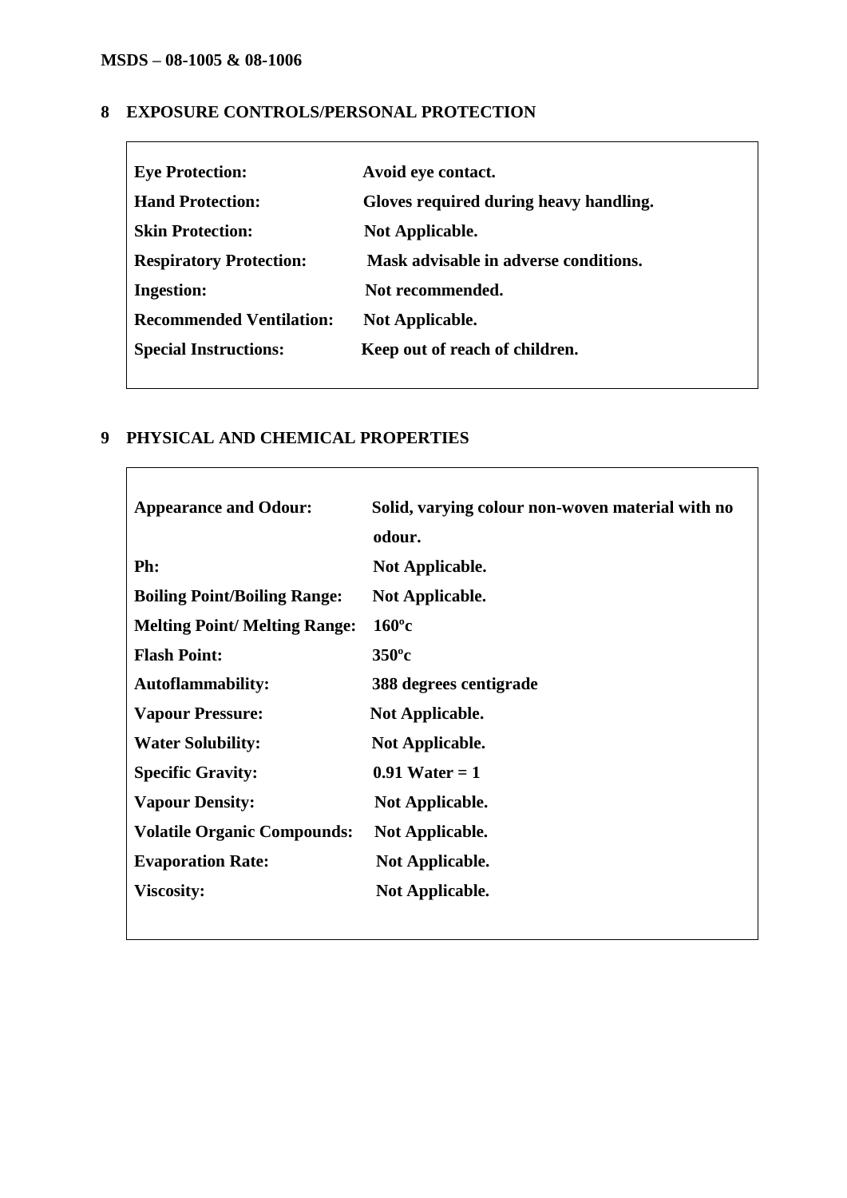## 8 EXPOSURE CONTROLS/PERSONAL PROTECTION

| | |
|---|---|
| **Eye Protection:** | **Avoid eye contact.** |
| **Hand Protection:** | **Gloves required during heavy handling.** |
| **Skin Protection:** | **Not Applicable.** |
| **Respiratory Protection:** | **Mask advisable in adverse conditions.** |
| **Ingestion:** | **Not recommended.** |
| **Recommended Ventilation:** | **Not Applicable.** |
| **Special Instructions:** | **Keep out of reach of children.** |

## 9 PHYSICAL AND CHEMICAL PROPERTIES

| | |
|---|---|
| **Appearance and Odour:** | **Solid, varying colour non-woven material with no odour.** |
| **Ph:** | **Not Applicable.** |
| **Boiling Point/Boiling Range:** | **Not Applicable.** |
| **Melting Point/ Melting Range:** | **160ºc** |
| **Flash Point:** | **350ºc** |
| **Autoflammability:** | **388 degrees centigrade** |
| **Vapour Pressure:** | **Not Applicable.** |
| **Water Solubility:** | **Not Applicable.** |
| **Specific Gravity:** | **0.91 Water = 1** |
| **Vapour Density:** | **Not Applicable.** |
| **Volatile Organic Compounds:** | **Not Applicable.** |
| **Evaporation Rate:** | **Not Applicable.** |
| **Viscosity:** | **Not Applicable.** |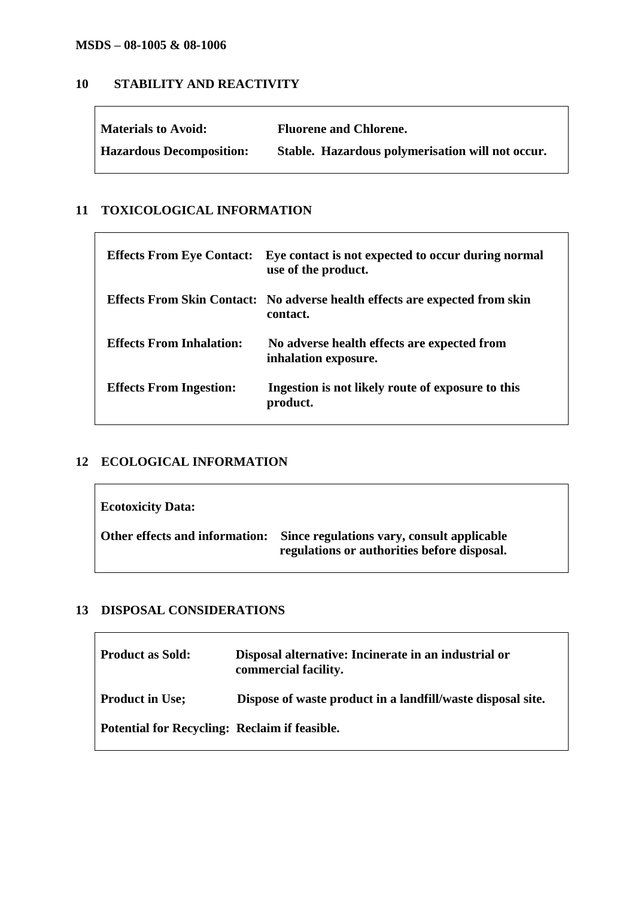## 10 STABILITY AND REACTIVITY

| | |
|---|---|
| **Materials to Avoid:** | **Fluorene and Chlorene.** |
| **Hazardous Decomposition:** | **Stable. Hazardous polymerisation will not occur.** |

## 11 TOXICOLOGICAL INFORMATION

| | |
|---|---|
| **Effects From Eye Contact:** | **Eye contact is not expected to occur during normal use of the product.** |
| **Effects From Skin Contact:** | **No adverse health effects are expected from skin contact.** |
| **Effects From Inhalation:** | **No adverse health effects are expected from inhalation exposure.** |
| **Effects From Ingestion:** | **Ingestion is not likely route of exposure to this product.** |

## 12 ECOLOGICAL INFORMATION

| | |
|---|---|
| **Ecotoxicity Data:** | |
| **Other effects and information:** | **Since regulations vary, consult applicable regulations or authorities before disposal.** |

## 13 DISPOSAL CONSIDERATIONS

| | |
|---|---|
| **Product as Sold:** | **Disposal alternative: Incinerate in an industrial or commercial facility.** |
| **Product in Use;** | **Dispose of waste product in a landfill/waste disposal site.** |
| **Potential for Recycling:** | **Reclaim if feasible.** |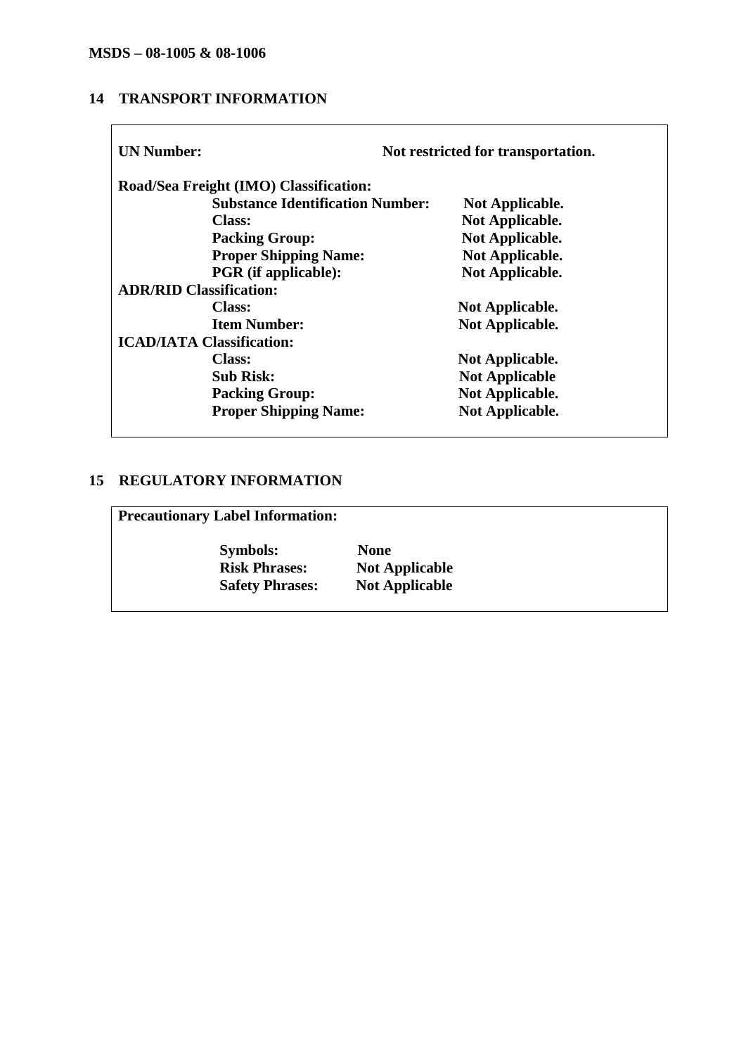## 14 TRANSPORT INFORMATION

**UN Number:** **Not restricted for transportation.**

**Road/Sea Freight (IMO) Classification:**

| | |
|---|---|
| **Substance Identification Number:** | **Not Applicable.** |
| **Class:** | **Not Applicable.** |
| **Packing Group:** | **Not Applicable.** |
| **Proper Shipping Name:** | **Not Applicable.** |
| **PGR (if applicable):** | **Not Applicable.** |

**ADR/RID Classification:**

| | |
|---|---|
| **Class:** | **Not Applicable.** |
| **Item Number:** | **Not Applicable.** |

**ICAD/IATA Classification:**

| | |
|---|---|
| **Class:** | **Not Applicable.** |
| **Sub Risk:** | **Not Applicable** |
| **Packing Group:** | **Not Applicable.** |
| **Proper Shipping Name:** | **Not Applicable.** |

## 15 REGULATORY INFORMATION

**Precautionary Label Information:**

| | |
|---|---|
| **Symbols:** | **None** |
| **Risk Phrases:** | **Not Applicable** |
| **Safety Phrases:** | **Not Applicable** |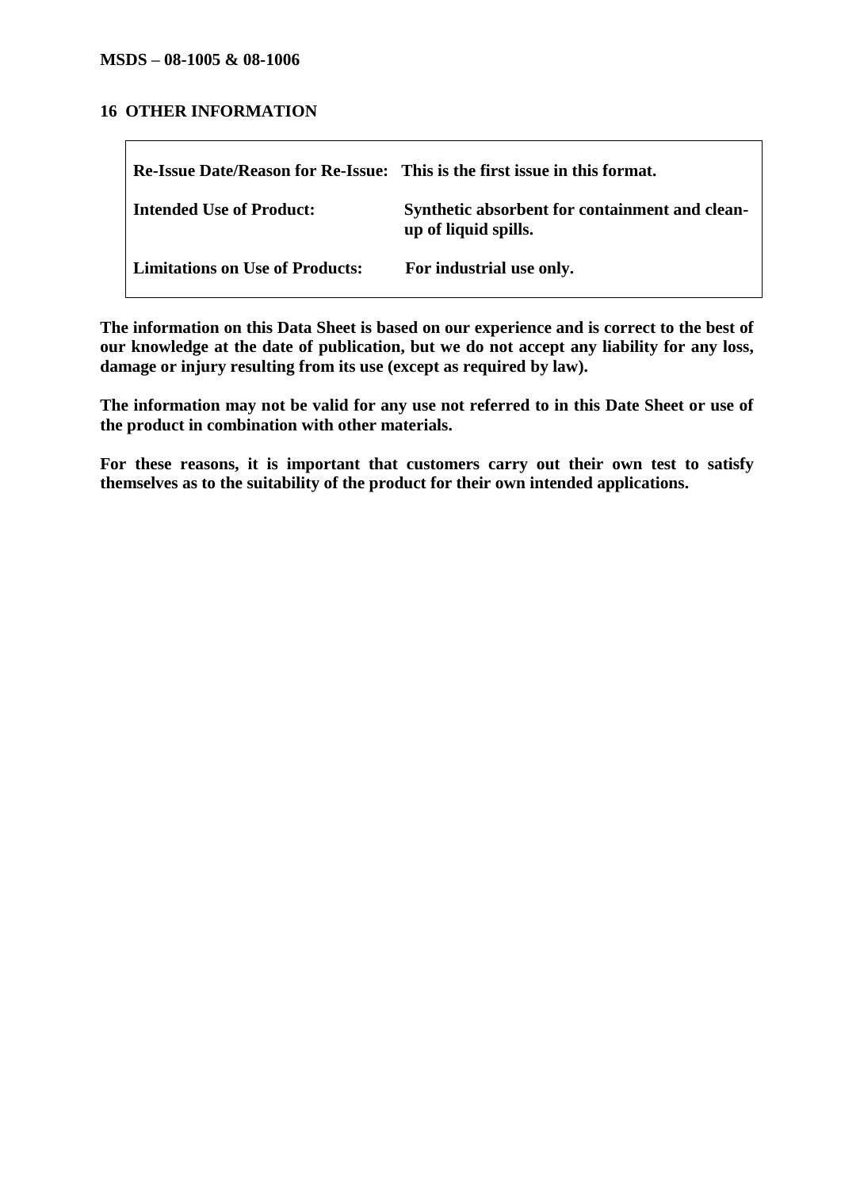## 16 OTHER INFORMATION

| | |
|---|---|
| **Re-Issue Date/Reason for Re-Issue:** | **This is the first issue in this format.** |
| **Intended Use of Product:** | **Synthetic absorbent for containment and clean-up of liquid spills.** |
| **Limitations on Use of Products:** | **For industrial use only.** |

**The information on this Data Sheet is based on our experience and is correct to the best of our knowledge at the date of publication, but we do not accept any liability for any loss, damage or injury resulting from its use (except as required by law).**

**The information may not be valid for any use not referred to in this Date Sheet or use of the product in combination with other materials.**

**For these reasons, it is important that customers carry out their own test to satisfy themselves as to the suitability of the product for their own intended applications.**